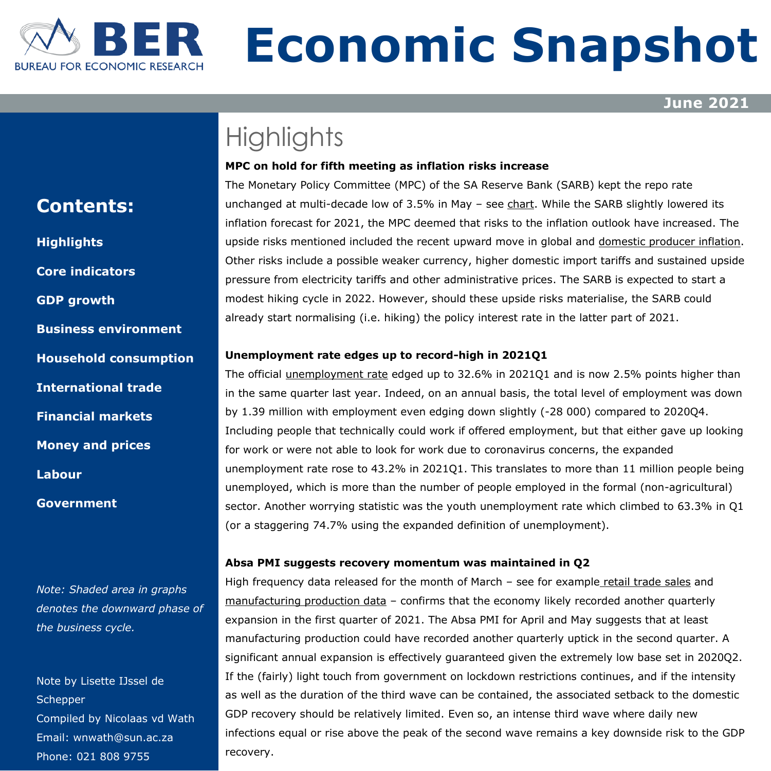# BER Economic Snapshot

BUREAU FOR ECONOMIC RESEARCH

**June 2021**

## Contents:

**Highlights**

**Core indicators**

**GDP growth**

**Business environment**

**Household consumption**

**International trade**

**Financial markets**

**Money and prices**

**Labour**

**Government**

*Note: Shaded area in graphs denotes the downward phase of the business cycle.*

Note by Lisette IJssel de Schepper
Compiled by Nicolaas vd Wath
Email: wnwath@sun.ac.za
Phone: 021 808 9755

# Highlights

**MPC on hold for fifth meeting as inflation risks increase**

The Monetary Policy Committee (MPC) of the SA Reserve Bank (SARB) kept the repo rate unchanged at multi-decade low of 3.5% in May – see chart. While the SARB slightly lowered its inflation forecast for 2021, the MPC deemed that risks to the inflation outlook have increased. The upside risks mentioned included the recent upward move in global and domestic producer inflation. Other risks include a possible weaker currency, higher domestic import tariffs and sustained upside pressure from electricity tariffs and other administrative prices. The SARB is expected to start a modest hiking cycle in 2022. However, should these upside risks materialise, the SARB could already start normalising (i.e. hiking) the policy interest rate in the latter part of 2021.

**Unemployment rate edges up to record-high in 2021Q1**

The official unemployment rate edged up to 32.6% in 2021Q1 and is now 2.5% points higher than in the same quarter last year. Indeed, on an annual basis, the total level of employment was down by 1.39 million with employment even edging down slightly (-28 000) compared to 2020Q4. Including people that technically could work if offered employment, but that either gave up looking for work or were not able to look for work due to coronavirus concerns, the expanded unemployment rate rose to 43.2% in 2021Q1. This translates to more than 11 million people being unemployed, which is more than the number of people employed in the formal (non-agricultural) sector. Another worrying statistic was the youth unemployment rate which climbed to 63.3% in Q1 (or a staggering 74.7% using the expanded definition of unemployment).

**Absa PMI suggests recovery momentum was maintained in Q2**

High frequency data released for the month of March – see for example retail trade sales and manufacturing production data – confirms that the economy likely recorded another quarterly expansion in the first quarter of 2021. The Absa PMI for April and May suggests that at least manufacturing production could have recorded another quarterly uptick in the second quarter. A significant annual expansion is effectively guaranteed given the extremely low base set in 2020Q2. If the (fairly) light touch from government on lockdown restrictions continues, and if the intensity as well as the duration of the third wave can be contained, the associated setback to the domestic GDP recovery should be relatively limited. Even so, an intense third wave where daily new infections equal or rise above the peak of the second wave remains a key downside risk to the GDP recovery.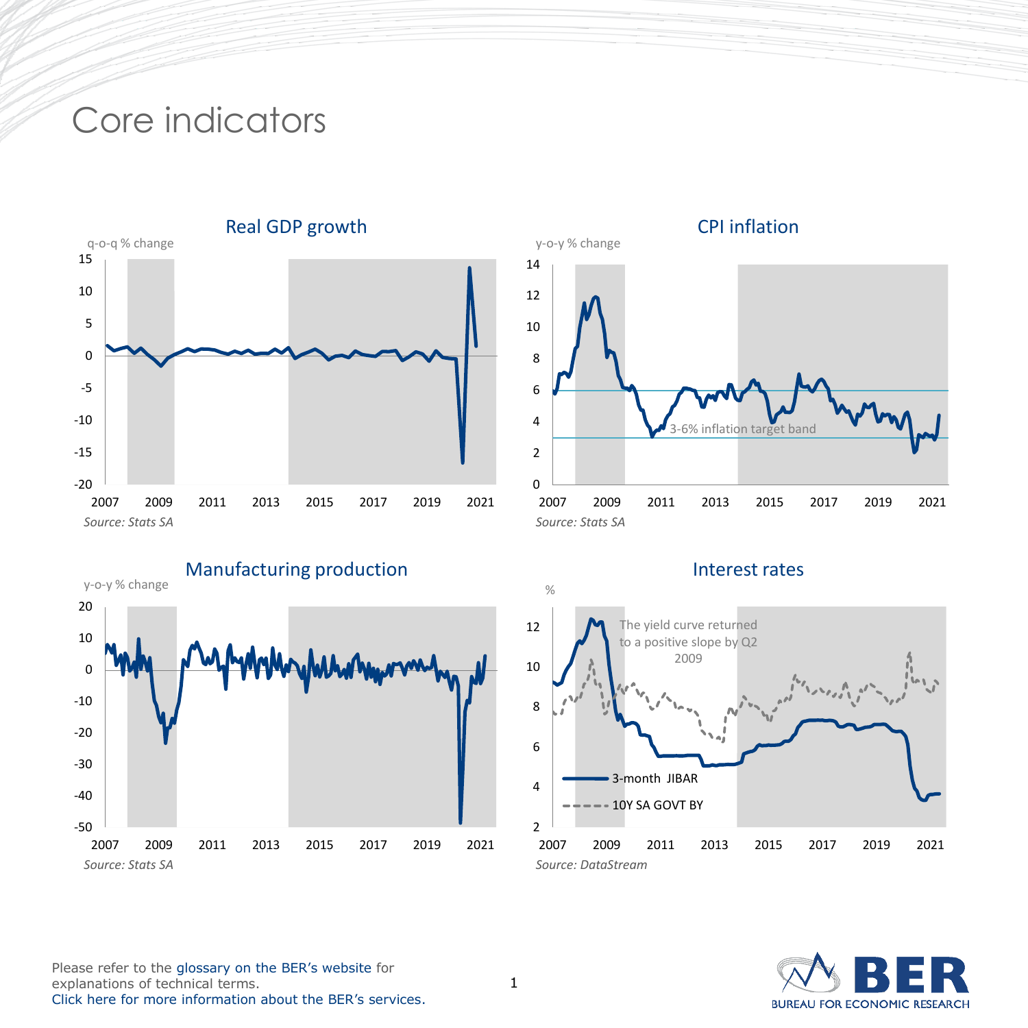# Core indicators

## Real GDP growth

q-o-q % change

*Source: Stats SA*

## CPI inflation

y-o-y % change

3-6% inflation target band

*Source: Stats SA*

## Manufacturing production

y-o-y % change

*Source: Stats SA*

## Interest rates

%

The yield curve returned to a positive slope by Q2 2009

3-month JIBAR

10Y SA GOVT BY

*Source: DataStream*

Please refer to the glossary on the BER's website for explanations of technical terms.
Click here for more information about the BER's services.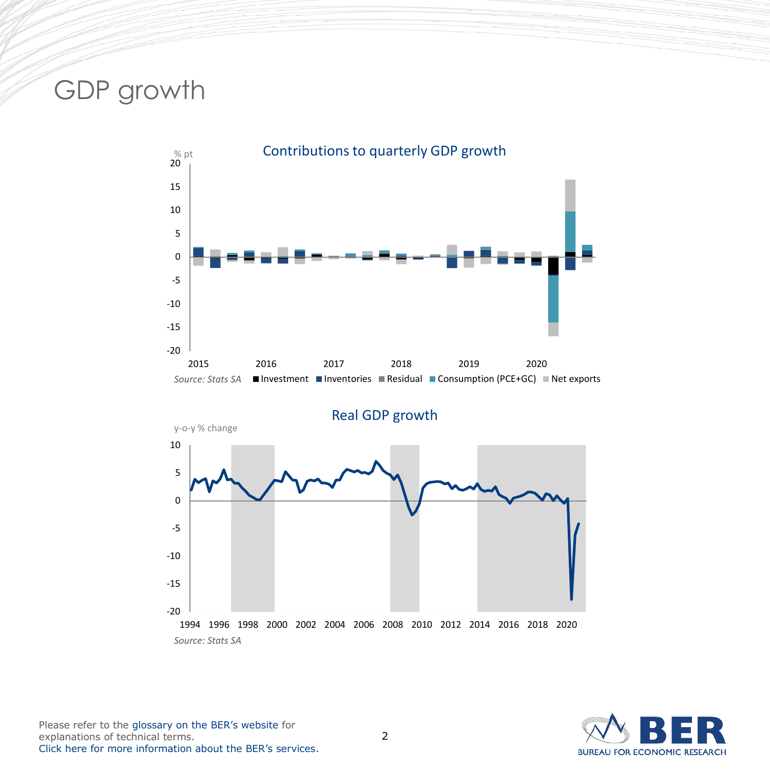# GDP growth

## Contributions to quarterly GDP growth

% pt

*Source: Stats SA*

Investment, Inventories, Residual, Consumption (PCE+GC), Net exports

## Real GDP growth

y-o-y % change

*Source: Stats SA*

Please refer to the glossary on the BER's website for explanations of technical terms.
Click here for more information about the BER's services.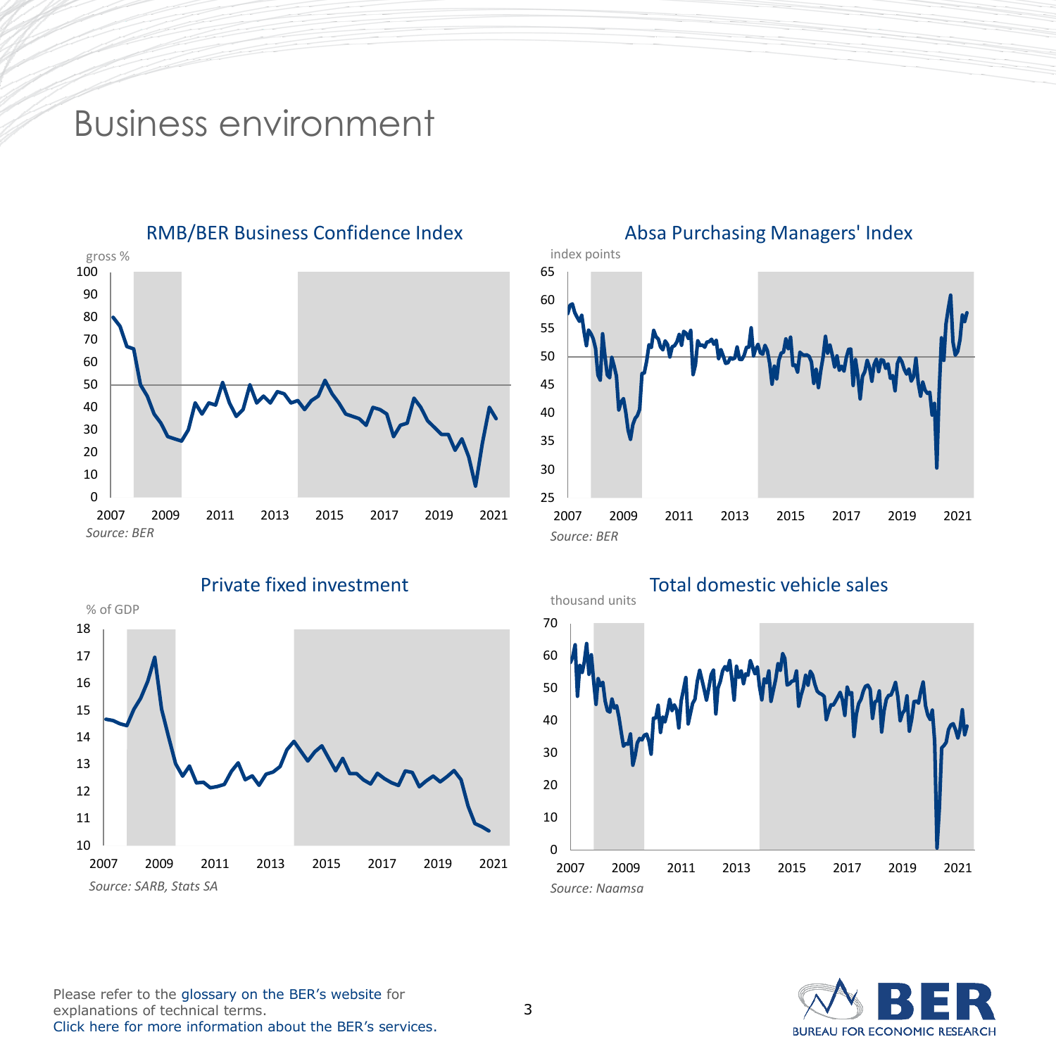# Business environment

## RMB/BER Business Confidence Index

gross %

*Source: BER*

## Absa Purchasing Managers' Index

index points

*Source: BER*

## Private fixed investment

% of GDP

*Source: SARB, Stats SA*

## Total domestic vehicle sales

thousand units

*Source: Naamsa*

Please refer to the glossary on the BER's website for explanations of technical terms.
Click here for more information about the BER's services.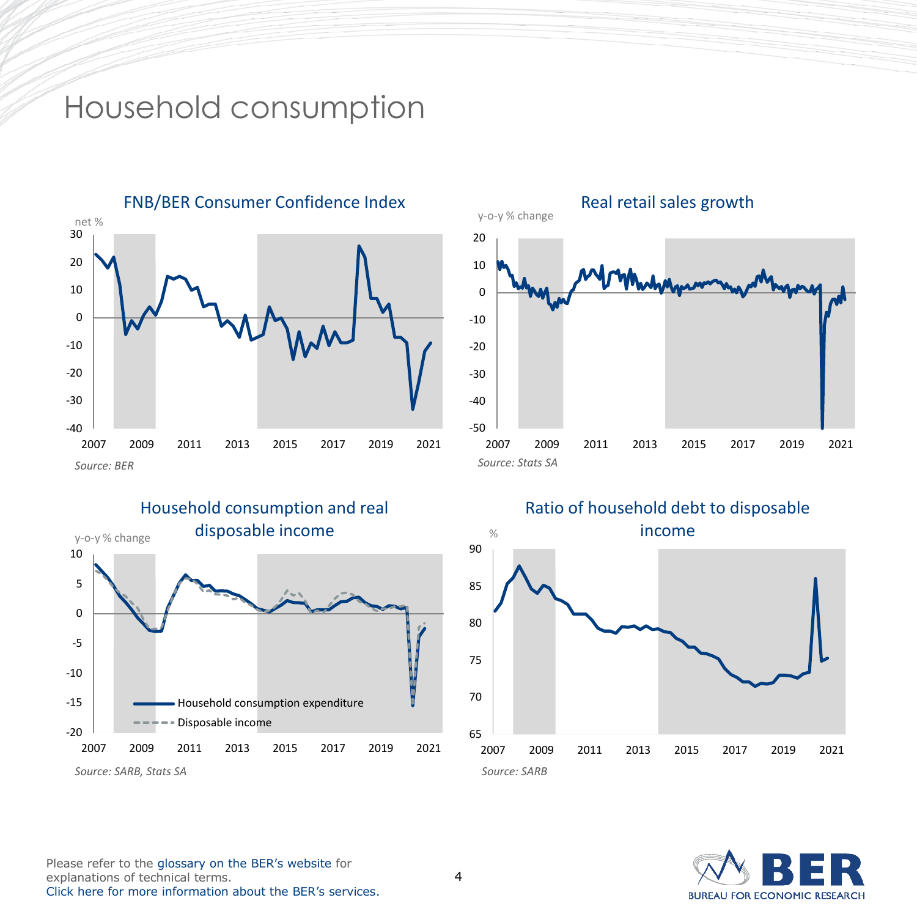# Household consumption

### FNB/BER Consumer Confidence Index

net %

*Source: BER*

### Real retail sales growth

y-o-y % change

*Source: Stats SA*

### Household consumption and real disposable income

y-o-y % change

Household consumption expenditure
Disposable income

*Source: SARB, Stats SA*

### Ratio of household debt to disposable income

%

*Source: SARB*

Please refer to the glossary on the BER's website for explanations of technical terms.
Click here for more information about the BER's services.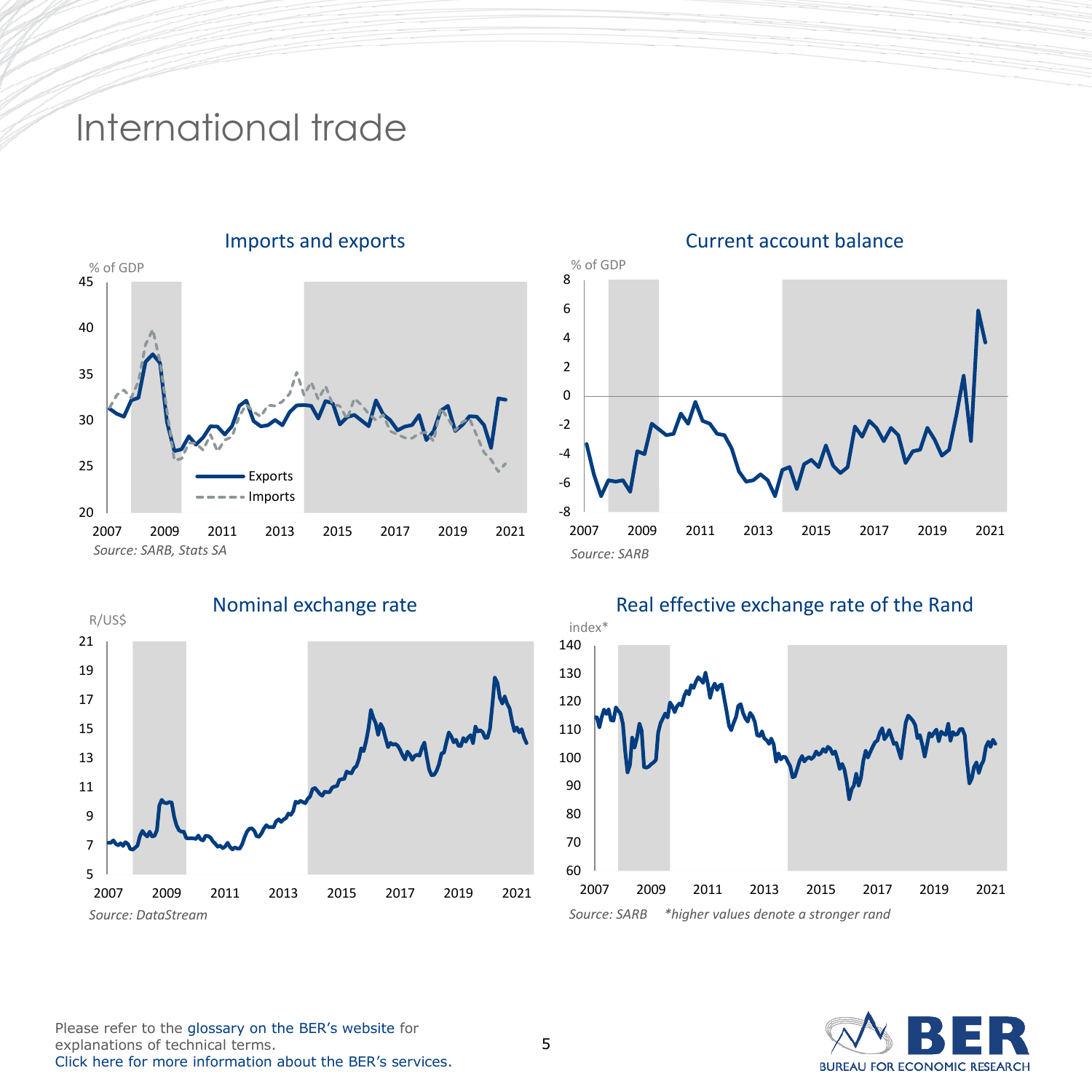# International trade

## Imports and exports

% of GDP

Exports

Imports

Source: SARB, Stats SA

## Current account balance

% of GDP

Source: SARB

## Nominal exchange rate

R/US$

Source: DataStream

## Real effective exchange rate of the Rand

index*

Source: SARB *higher values denote a stronger rand

Please refer to the glossary on the BER's website for explanations of technical terms.
Click here for more information about the BER's services.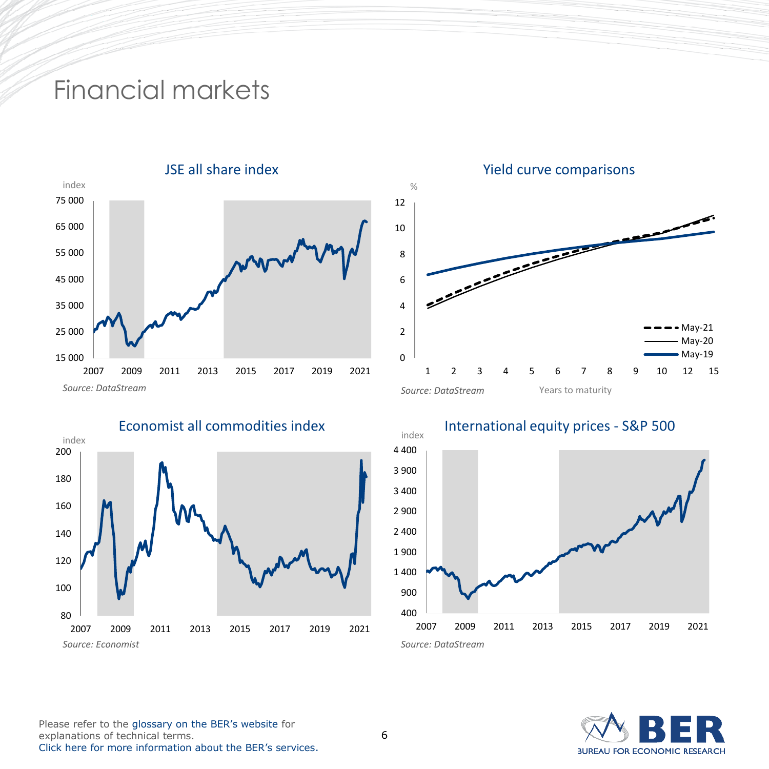# Financial markets

## JSE all share index

index

Source: DataStream

## Yield curve comparisons

%

Years to maturity

Source: DataStream

## Economist all commodities index

index

Source: Economist

## International equity prices - S&P 500

index

Source: DataStream

Please refer to the glossary on the BER's website for explanations of technical terms.
Click here for more information about the BER's services.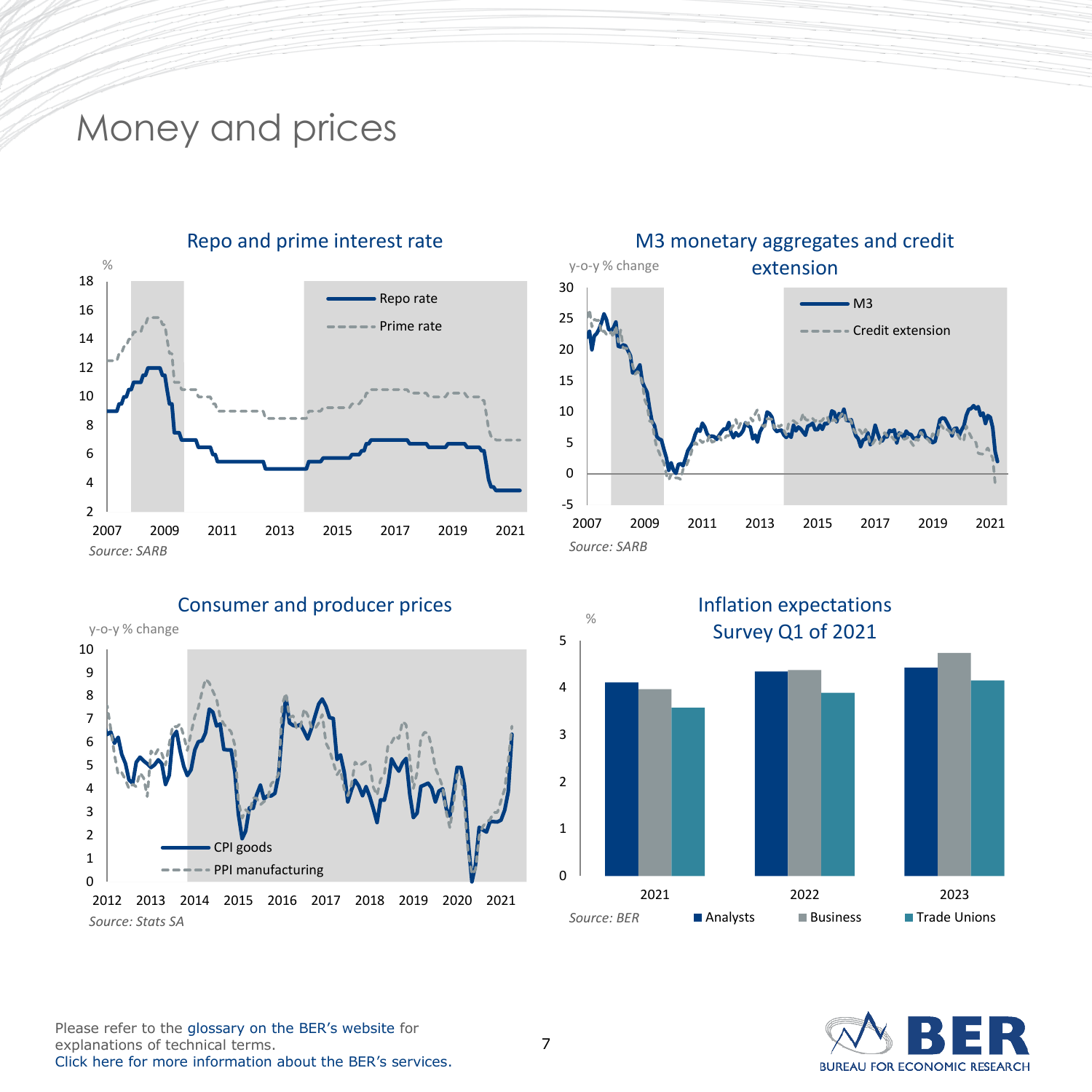# Money and prices

## Repo and prime interest rate

%

- Repo rate
- Prime rate

*Source: SARB*

## M3 monetary aggregates and credit extension

y-o-y % change

- M3
- Credit extension

*Source: SARB*

## Consumer and producer prices

y-o-y % change

- CPI goods
- PPI manufacturing

*Source: Stats SA*

## Inflation expectations Survey Q1 of 2021

%

- Analysts
- Business
- Trade Unions

*Source: BER*

Please refer to the glossary on the BER's website for explanations of technical terms.
Click here for more information about the BER's services.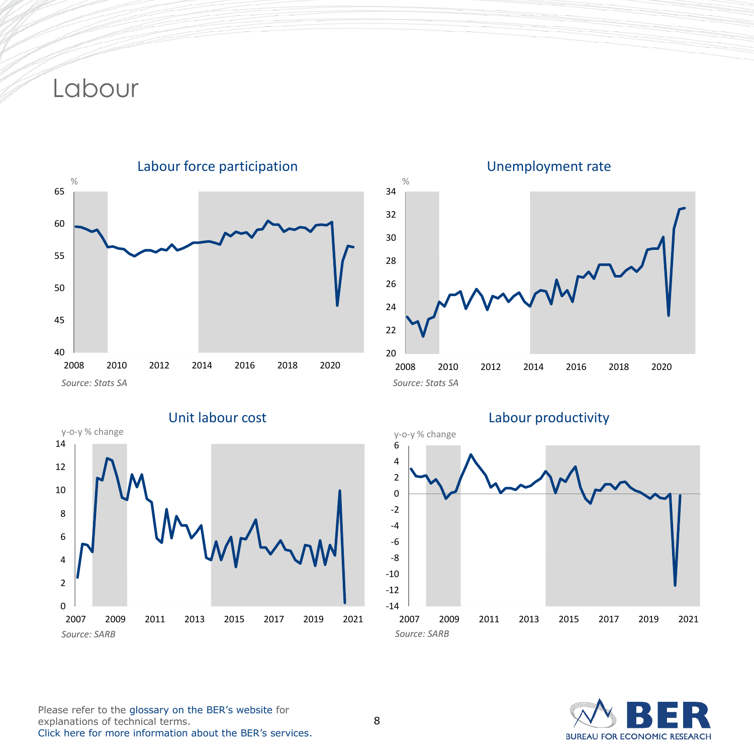# Labour

## Labour force participation

%

Source: Stats SA

## Unemployment rate

%

Source: Stats SA

## Unit labour cost

y-o-y % change

Source: SARB

## Labour productivity

y-o-y % change

Source: SARB

Please refer to the glossary on the BER's website for explanations of technical terms.
Click here for more information about the BER's services.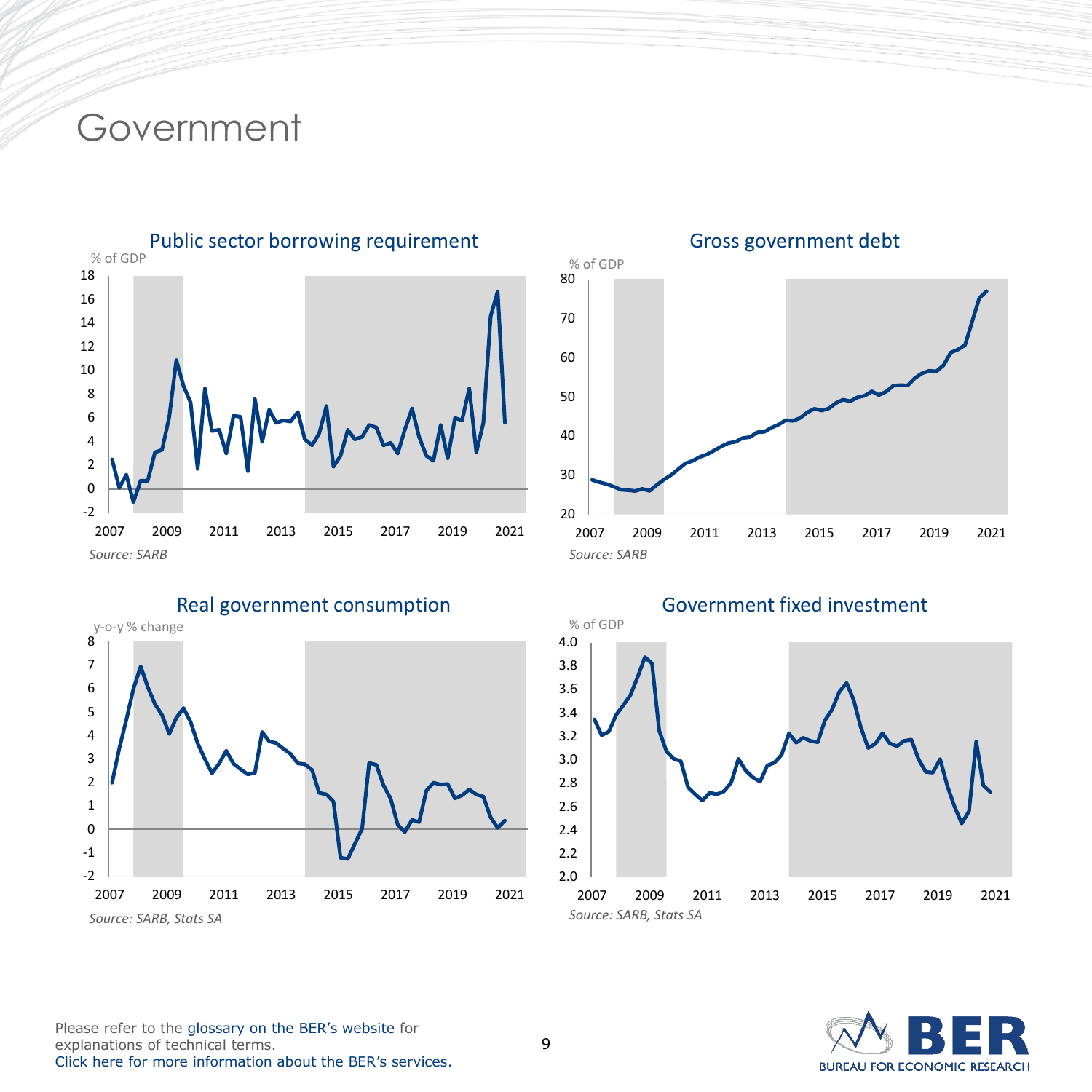# Government

## Public sector borrowing requirement

% of GDP

*Source: SARB*

## Gross government debt

% of GDP

*Source: SARB*

## Real government consumption

y-o-y % change

*Source: SARB, Stats SA*

## Government fixed investment

% of GDP

*Source: SARB, Stats SA*

Please refer to the glossary on the BER's website for explanations of technical terms.
Click here for more information about the BER's services.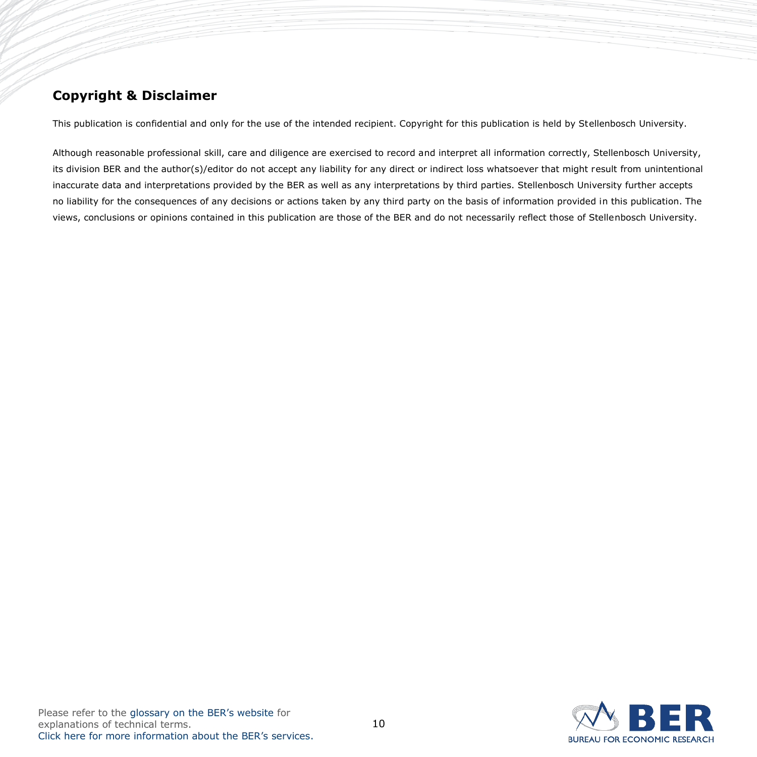## Copyright & Disclaimer

This publication is confidential and only for the use of the intended recipient. Copyright for this publication is held by Stellenbosch University.

Although reasonable professional skill, care and diligence are exercised to record and interpret all information correctly, Stellenbosch University, its division BER and the author(s)/editor do not accept any liability for any direct or indirect loss whatsoever that might result from unintentional inaccurate data and interpretations provided by the BER as well as any interpretations by third parties. Stellenbosch University further accepts no liability for the consequences of any decisions or actions taken by any third party on the basis of information provided in this publication. The views, conclusions or opinions contained in this publication are those of the BER and do not necessarily reflect those of Stellenbosch University.